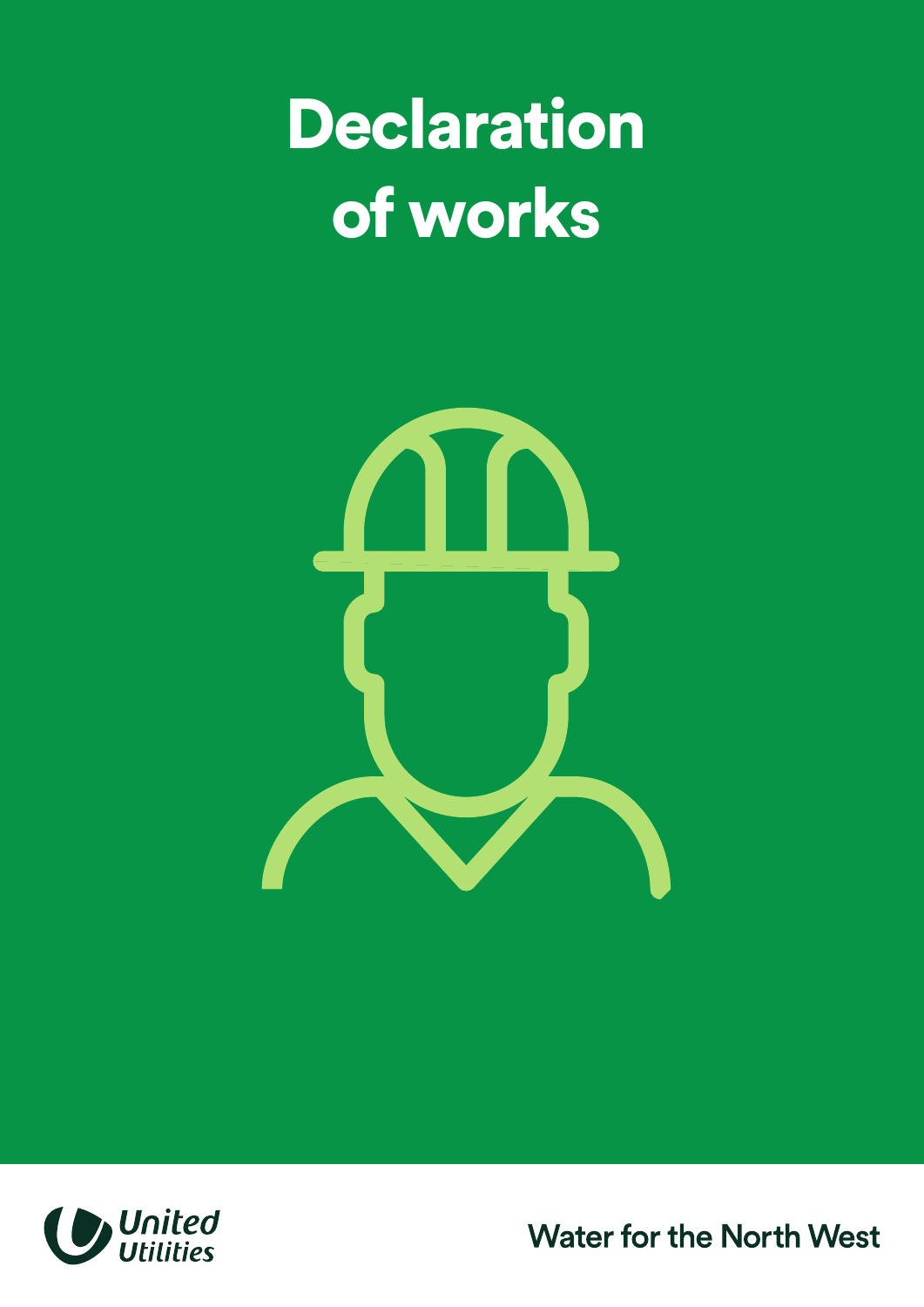# Declaration of works

United Utilities

Water for the North West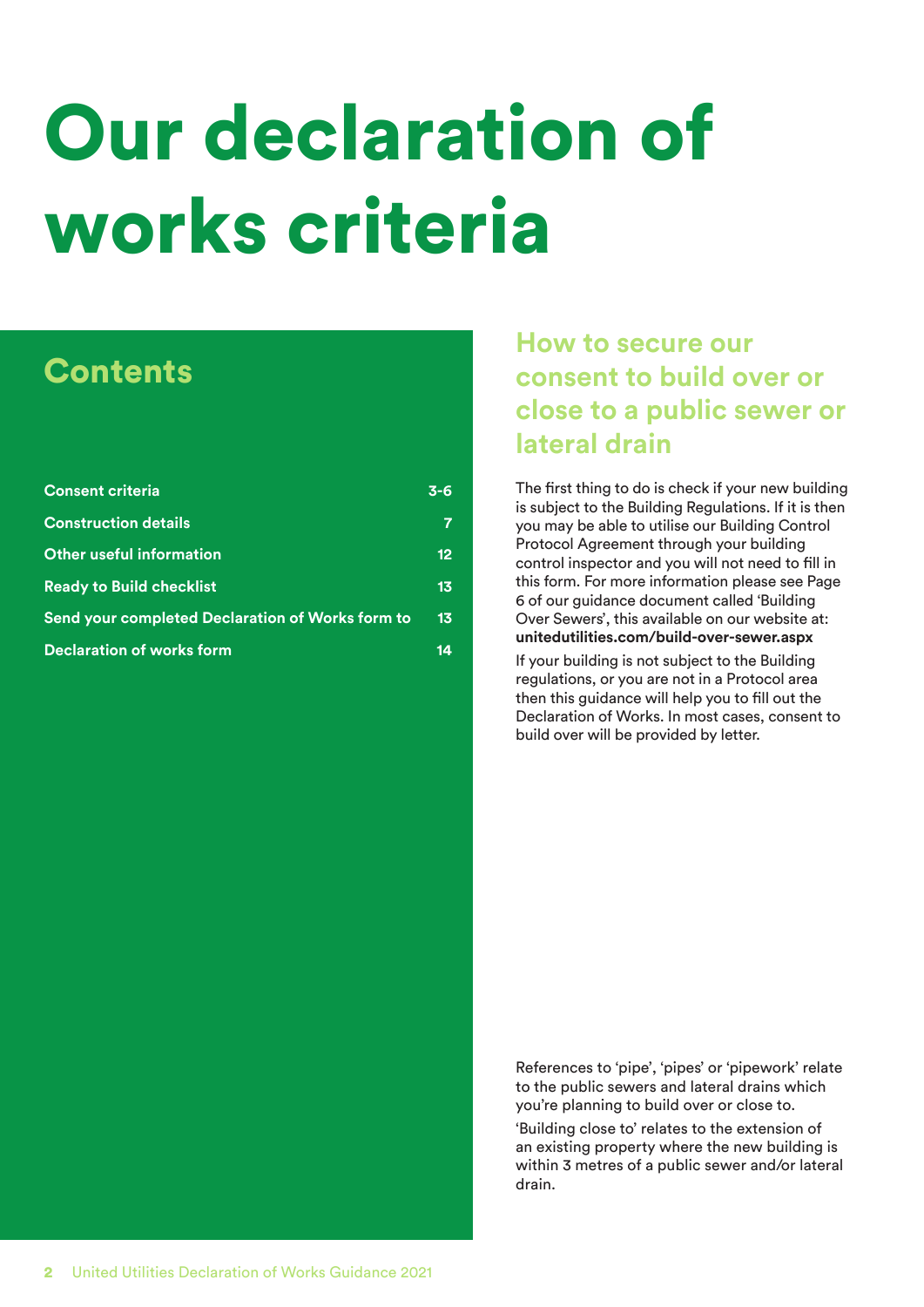# Our declaration of works criteria

## Contents

| | |
|---|---|
| **Consent criteria** | **3-6** |
| **Construction details** | **7** |
| **Other useful information** | **12** |
| **Ready to Build checklist** | **13** |
| **Send your completed Declaration of Works form to** | **13** |
| **Declaration of works form** | **14** |

## How to secure our consent to build over or close to a public sewer or lateral drain

The first thing to do is check if your new building is subject to the Building Regulations. If it is then you may be able to utilise our Building Control Protocol Agreement through your building control inspector and you will not need to fill in this form. For more information please see Page 6 of our guidance document called 'Building Over Sewers', this available on our website at: **unitedutilities.com/build-over-sewer.aspx**

If your building is not subject to the Building regulations, or you are not in a Protocol area then this guidance will help you to fill out the Declaration of Works. In most cases, consent to build over will be provided by letter.

References to 'pipe', 'pipes' or 'pipework' relate to the public sewers and lateral drains which you're planning to build over or close to.

'Building close to' relates to the extension of an existing property where the new building is within 3 metres of a public sewer and/or lateral drain.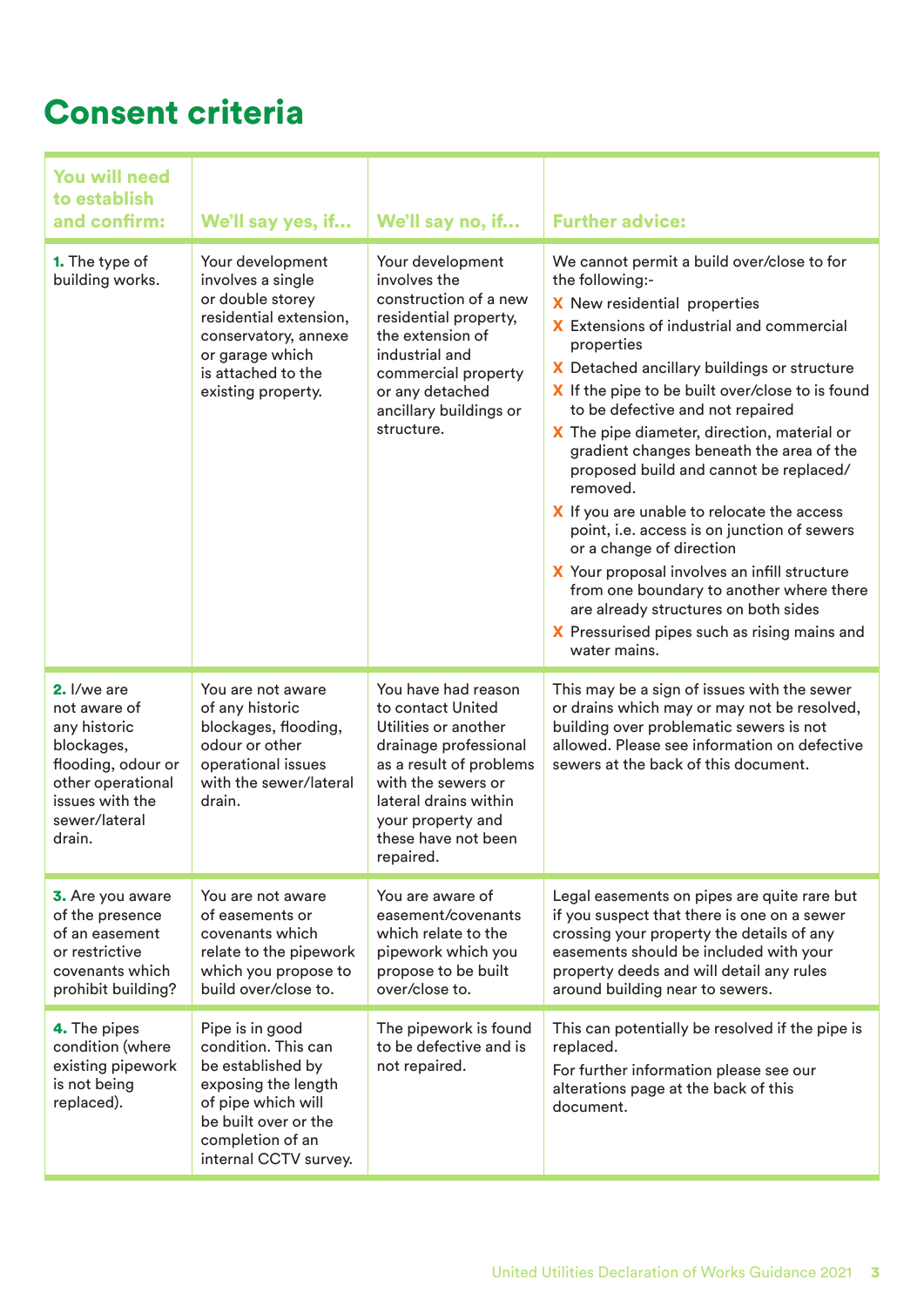# Consent criteria

| You will need to establish and confirm: | We'll say yes, if... | We'll say no, if... | Further advice: |
|---|---|---|---|
| **1.** The type of building works. | Your development involves a single or double storey residential extension, conservatory, annexe or garage which is attached to the existing property. | Your development involves the construction of a new residential property, the extension of industrial and commercial property or any detached ancillary buildings or structure. | We cannot permit a build over/close to for the following:-<br>X New residential properties<br>X Extensions of industrial and commercial properties<br>X Detached ancillary buildings or structure<br>X If the pipe to be built over/close to is found to be defective and not repaired<br>X The pipe diameter, direction, material or gradient changes beneath the area of the proposed build and cannot be replaced/removed.<br>X If you are unable to relocate the access point, i.e. access is on junction of sewers or a change of direction<br>X Your proposal involves an infill structure from one boundary to another where there are already structures on both sides<br>X Pressurised pipes such as rising mains and water mains. |
| **2.** I/we are not aware of any historic blockages, flooding, odour or other operational issues with the sewer/lateral drain. | You are not aware of any historic blockages, flooding, odour or other operational issues with the sewer/lateral drain. | You have had reason to contact United Utilities or another drainage professional as a result of problems with the sewers or lateral drains within your property and these have not been repaired. | This may be a sign of issues with the sewer or drains which may or may not be resolved, building over problematic sewers is not allowed. Please see information on defective sewers at the back of this document. |
| **3.** Are you aware of the presence of an easement or restrictive covenants which prohibit building? | You are not aware of easements or covenants which relate to the pipework which you propose to build over/close to. | You are aware of easement/covenants which relate to the pipework which you propose to be built over/close to. | Legal easements on pipes are quite rare but if you suspect that there is one on a sewer crossing your property the details of any easements should be included with your property deeds and will detail any rules around building near to sewers. |
| **4.** The pipes condition (where existing pipework is not being replaced). | Pipe is in good condition. This can be established by exposing the length of pipe which will be built over or the completion of an internal CCTV survey. | The pipework is found to be defective and is not repaired. | This can potentially be resolved if the pipe is replaced.<br>For further information please see our alterations page at the back of this document. |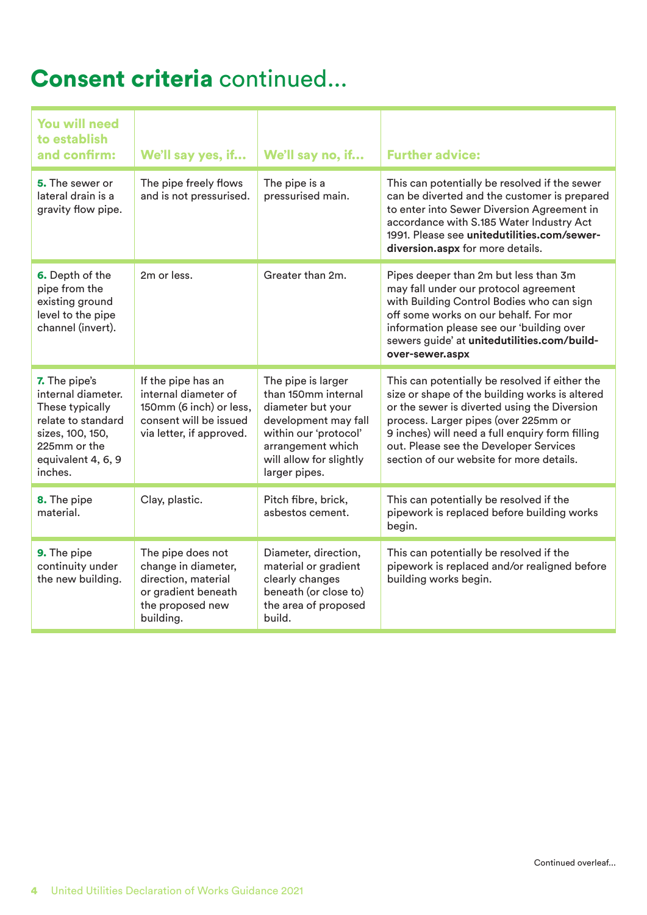# **Consent criteria** continued...

| You will need to establish and confirm: | We'll say yes, if... | We'll say no, if... | Further advice: |
|---|---|---|---|
| **5.** The sewer or lateral drain is a gravity flow pipe. | The pipe freely flows and is not pressurised. | The pipe is a pressurised main. | This can potentially be resolved if the sewer can be diverted and the customer is prepared to enter into Sewer Diversion Agreement in accordance with S.185 Water Industry Act 1991. Please see **unitedutilities.com/sewer-diversion.aspx** for more details. |
| **6.** Depth of the pipe from the existing ground level to the pipe channel (invert). | 2m or less. | Greater than 2m. | Pipes deeper than 2m but less than 3m may fall under our protocol agreement with Building Control Bodies who can sign off some works on our behalf. For mor information please see our 'building over sewers guide' at **unitedutilities.com/build-over-sewer.aspx** |
| **7.** The pipe's internal diameter. These typically relate to standard sizes, 100, 150, 225mm or the equivalent 4, 6, 9 inches. | If the pipe has an internal diameter of 150mm (6 inch) or less, consent will be issued via letter, if approved. | The pipe is larger than 150mm internal diameter but your development may fall within our 'protocol' arrangement which will allow for slightly larger pipes. | This can potentially be resolved if either the size or shape of the building works is altered or the sewer is diverted using the Diversion process. Larger pipes (over 225mm or 9 inches) will need a full enquiry form filling out. Please see the Developer Services section of our website for more details. |
| **8.** The pipe material. | Clay, plastic. | Pitch fibre, brick, asbestos cement. | This can potentially be resolved if the pipework is replaced before building works begin. |
| **9.** The pipe continuity under the new building. | The pipe does not change in diameter, direction, material or gradient beneath the proposed new building. | Diameter, direction, material or gradient clearly changes beneath (or close to) the area of proposed build. | This can potentially be resolved if the pipework is replaced and/or realigned before building works begin. |

Continued overleaf...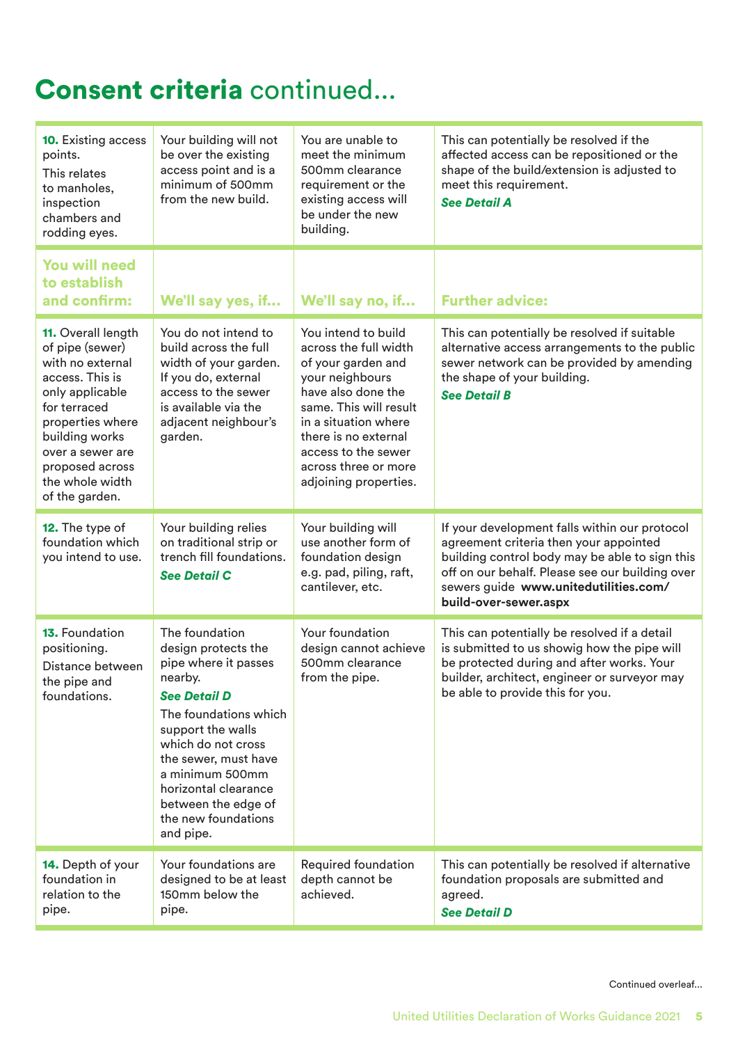# **Consent criteria** continued...

| **You will need to establish and confirm:** | **We'll say yes, if...** | **We'll say no, if...** | **Further advice:** |
|---|---|---|---|
| **10.** Existing access points. This relates to manholes, inspection chambers and rodding eyes. | Your building will not be over the existing access point and is a minimum of 500mm from the new build. | You are unable to meet the minimum 500mm clearance requirement or the existing access will be under the new building. | This can potentially be resolved if the affected access can be repositioned or the shape of the build/extension is adjusted to meet this requirement. ***See Detail A*** |
| **11.** Overall length of pipe (sewer) with no external access. This is only applicable for terraced properties where building works over a sewer are proposed across the whole width of the garden. | You do not intend to build across the full width of your garden. If you do, external access to the sewer is available via the adjacent neighbour's garden. | You intend to build across the full width of your garden and your neighbours have also done the same. This will result in a situation where there is no external access to the sewer across three or more adjoining properties. | This can potentially be resolved if suitable alternative access arrangements to the public sewer network can be provided by amending the shape of your building. ***See Detail B*** |
| **12.** The type of foundation which you intend to use. | Your building relies on traditional strip or trench fill foundations. ***See Detail C*** | Your building will use another form of foundation design e.g. pad, piling, raft, cantilever, etc. | If your development falls within our protocol agreement criteria then your appointed building control body may be able to sign this off on our behalf. Please see our building over sewers guide **www.unitedutilities.com/build-over-sewer.aspx** |
| **13.** Foundation positioning. Distance between the pipe and foundations. | The foundation design protects the pipe where it passes nearby. ***See Detail D*** The foundations which support the walls which do not cross the sewer, must have a minimum 500mm horizontal clearance between the edge of the new foundations and pipe. | Your foundation design cannot achieve 500mm clearance from the pipe. | This can potentially be resolved if a detail is submitted to us showig how the pipe will be protected during and after works. Your builder, architect, engineer or surveyor may be able to provide this for you. |
| **14.** Depth of your foundation in relation to the pipe. | Your foundations are designed to be at least 150mm below the pipe. | Required foundation depth cannot be achieved. | This can potentially be resolved if alternative foundation proposals are submitted and agreed. ***See Detail D*** |

Continued overleaf...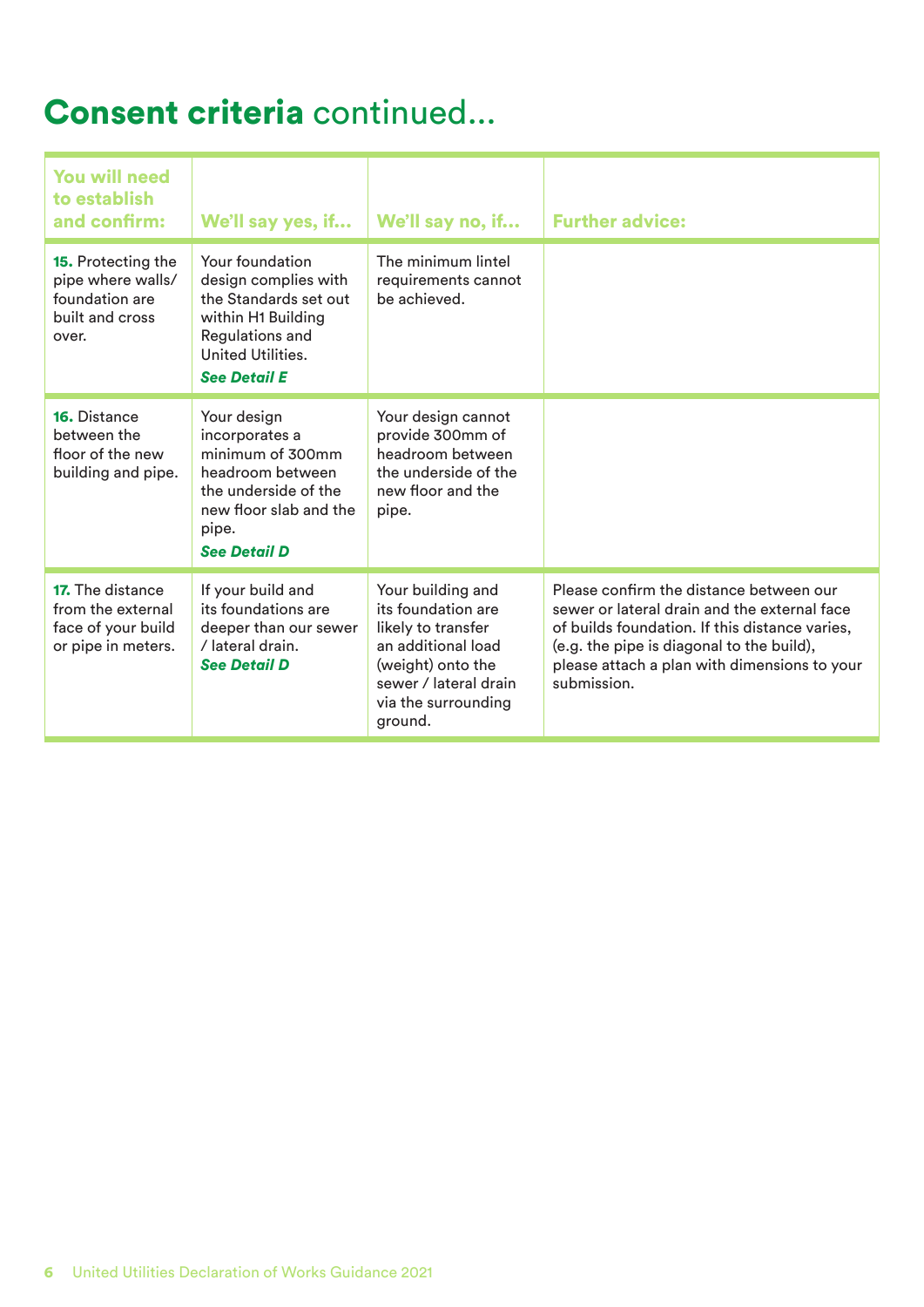# **Consent criteria** continued...

| You will need to establish and confirm: | We'll say yes, if... | We'll say no, if... | Further advice: |
|---|---|---|---|
| **15.** Protecting the pipe where walls/ foundation are built and cross over. | Your foundation design complies with the Standards set out within H1 Building Regulations and United Utilities. ***See Detail E*** | The minimum lintel requirements cannot be achieved. | |
| **16.** Distance between the floor of the new building and pipe. | Your design incorporates a minimum of 300mm headroom between the underside of the new floor slab and the pipe. ***See Detail D*** | Your design cannot provide 300mm of headroom between the underside of the new floor and the pipe. | |
| **17.** The distance from the external face of your build or pipe in meters. | If your build and its foundations are deeper than our sewer / lateral drain. ***See Detail D*** | Your building and its foundation are likely to transfer an additional load (weight) onto the sewer / lateral drain via the surrounding ground. | Please confirm the distance between our sewer or lateral drain and the external face of builds foundation. If this distance varies, (e.g. the pipe is diagonal to the build), please attach a plan with dimensions to your submission. |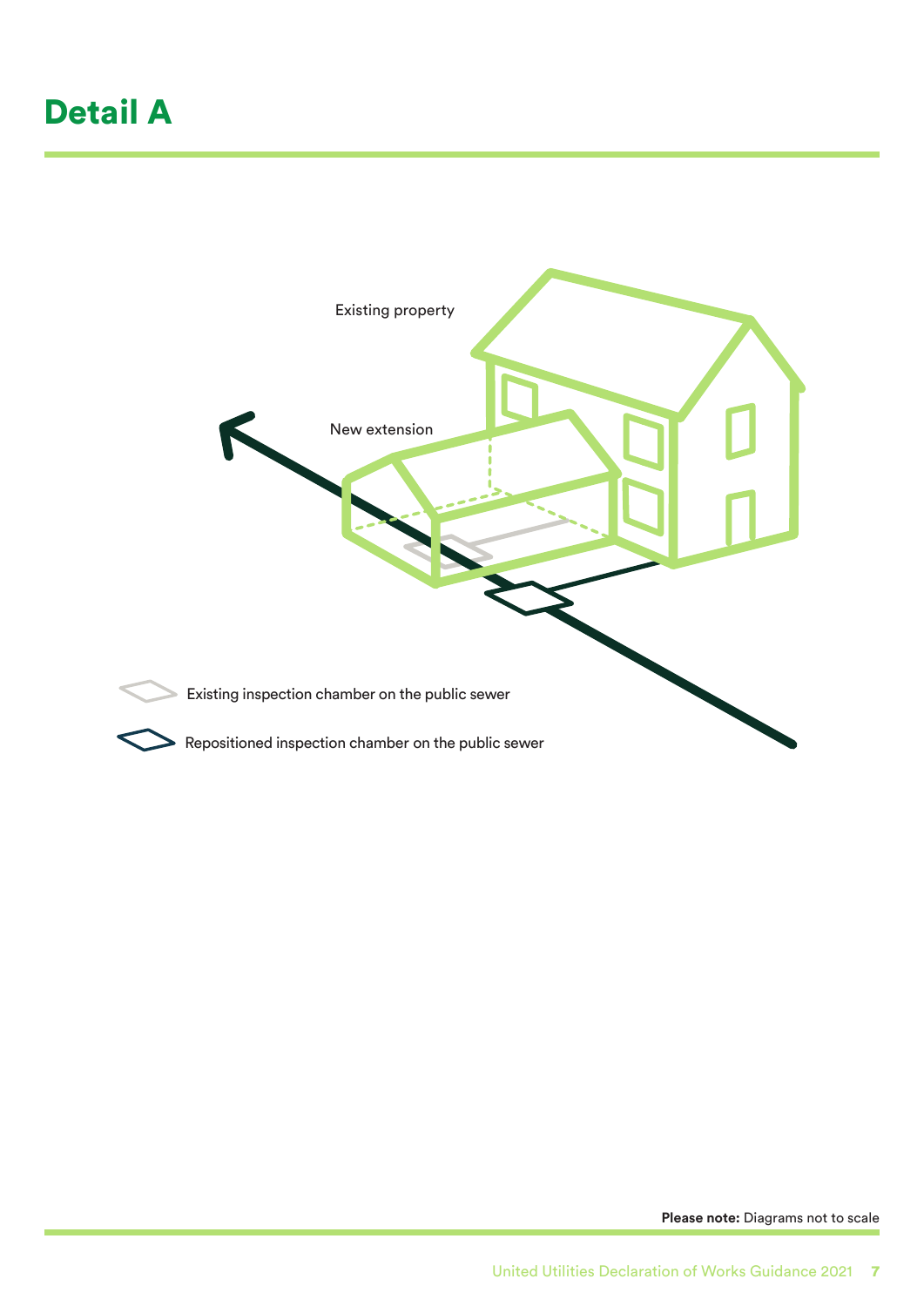# Detail A

Existing property

New extension

Existing inspection chamber on the public sewer

Repositioned inspection chamber on the public sewer

**Please note:** Diagrams not to scale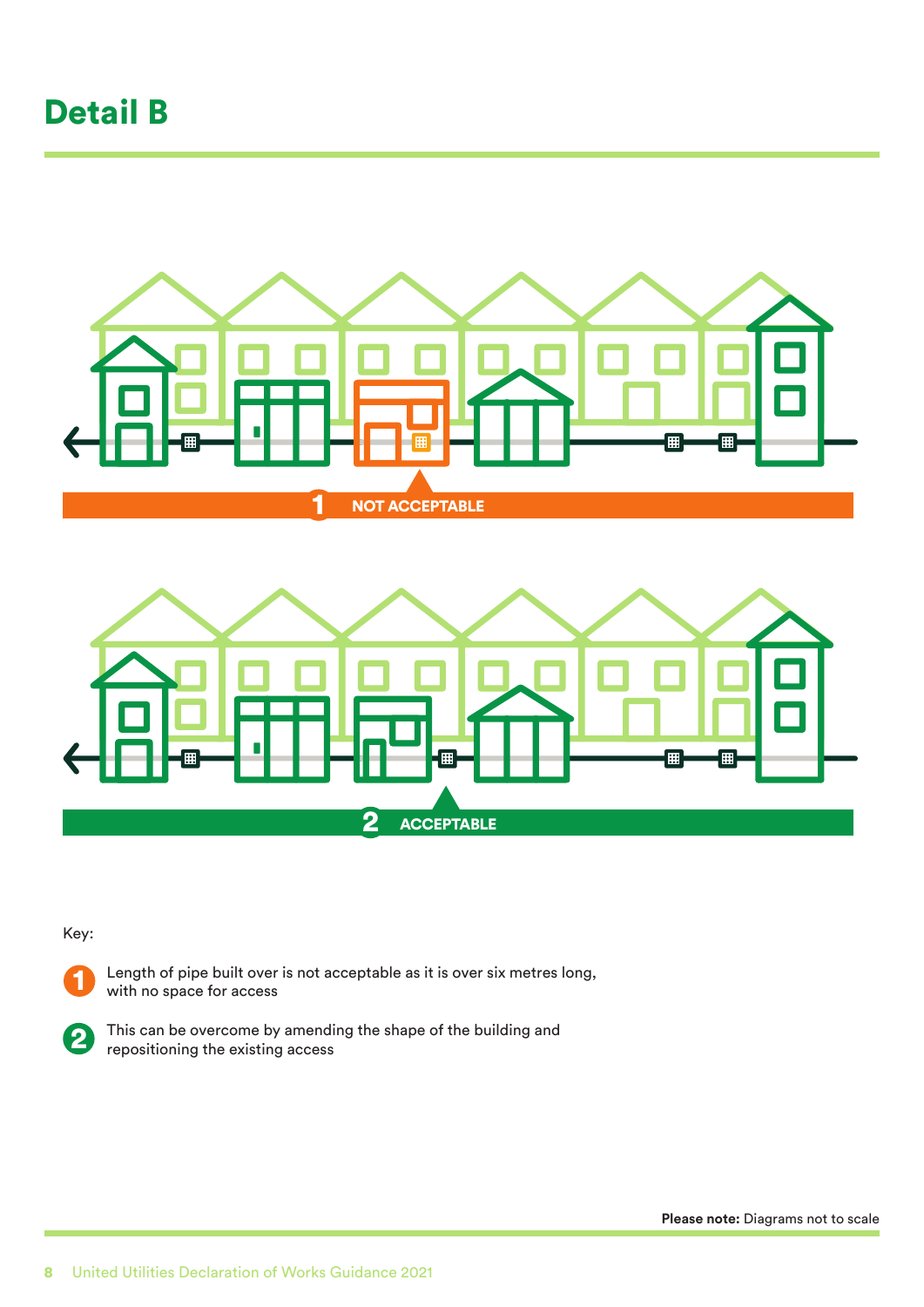# Detail B

1 NOT ACCEPTABLE

2 ACCEPTABLE

Key:

1. Length of pipe built over is not acceptable as it is over six metres long, with no space for access
2. This can be overcome by amending the shape of the building and repositioning the existing access

**Please note:** Diagrams not to scale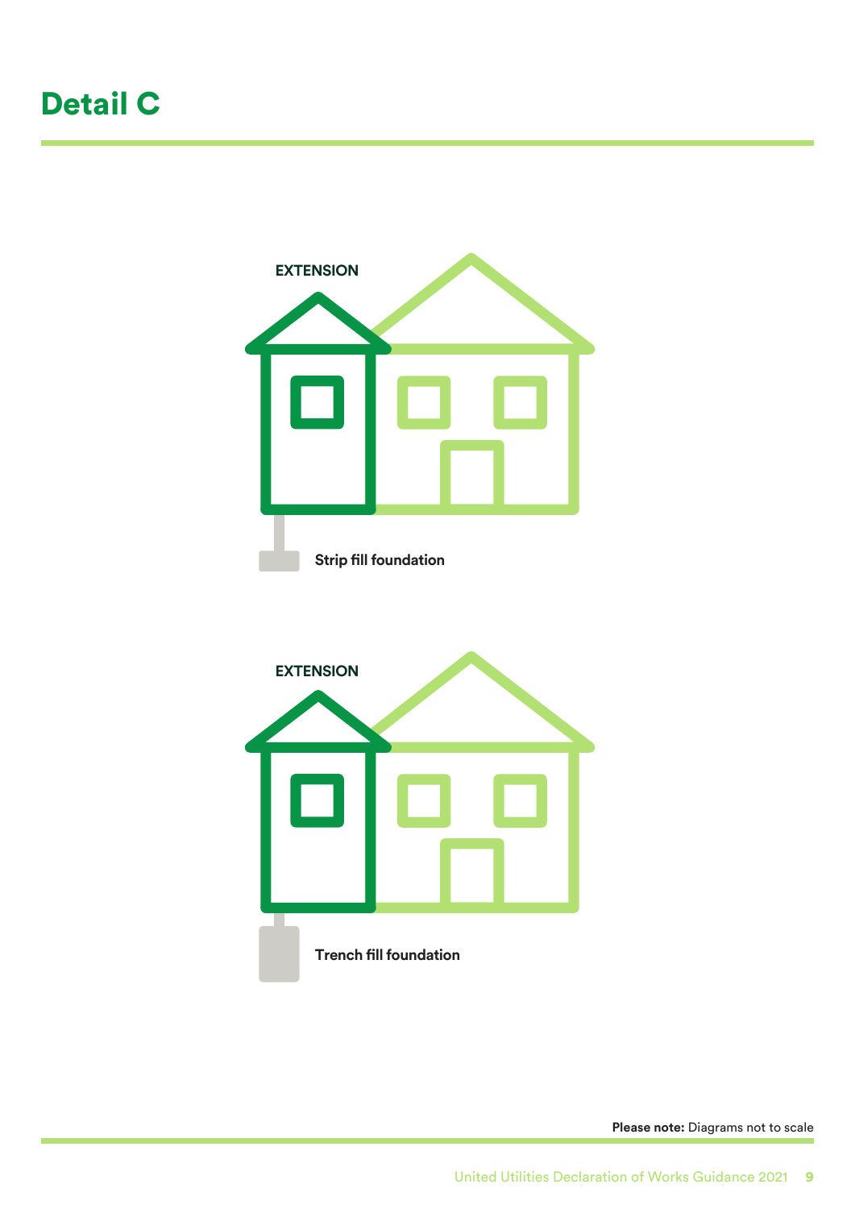# Detail C

EXTENSION

**Strip fill foundation**

EXTENSION

**Trench fill foundation**

**Please note:** Diagrams not to scale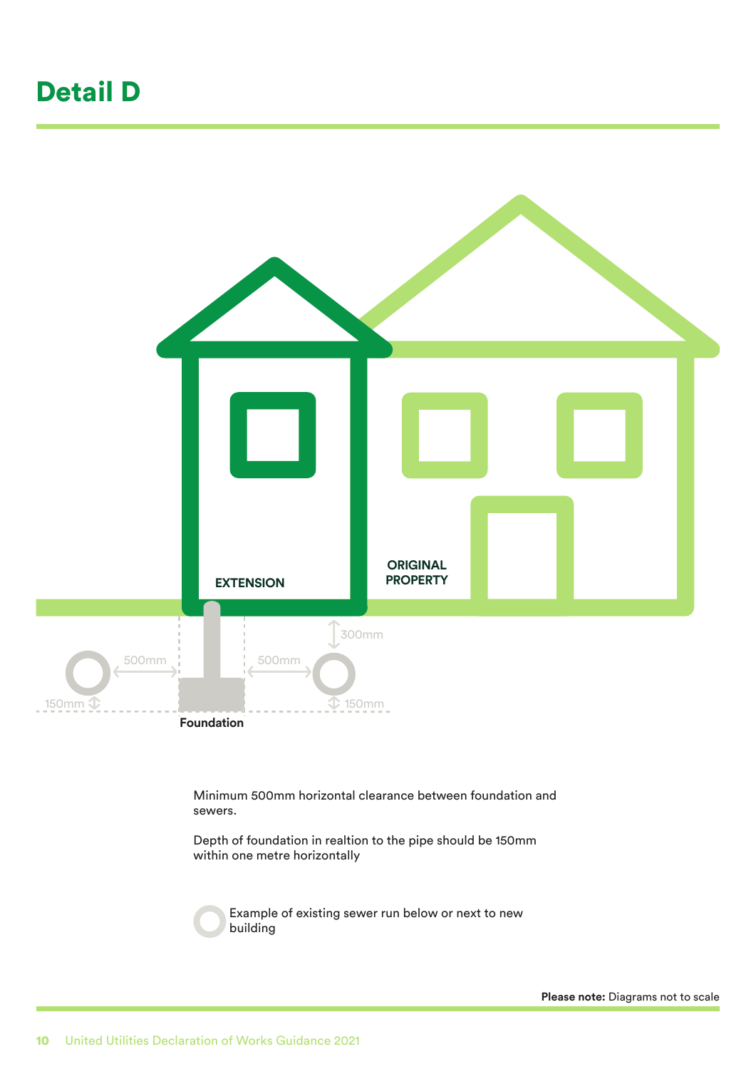# Detail D

EXTENSION

ORIGINAL PROPERTY

500mm

500mm

300mm

150mm

150mm

Foundation

Minimum 500mm horizontal clearance between foundation and sewers.

Depth of foundation in realtion to the pipe should be 150mm within one metre horizontally

Example of existing sewer run below or next to new building

**Please note:** Diagrams not to scale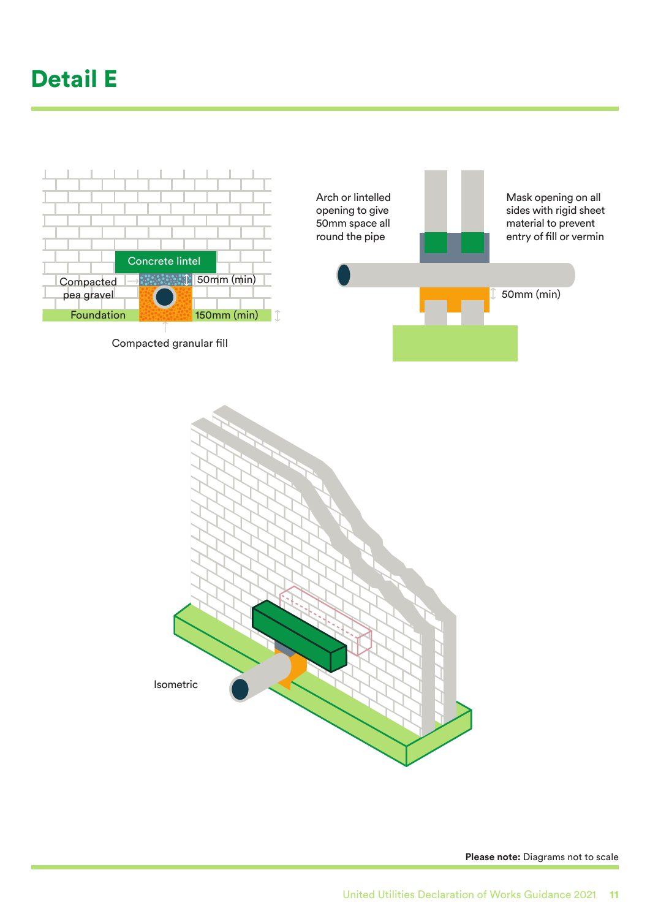# Detail E

Concrete lintel

Compacted pea gravel

50mm (min)

Foundation

150mm (min)

Compacted granular fill

Arch or lintelled opening to give 50mm space all round the pipe

Mask opening on all sides with rigid sheet material to prevent entry of fill or vermin

50mm (min)

Isometric

**Please note:** Diagrams not to scale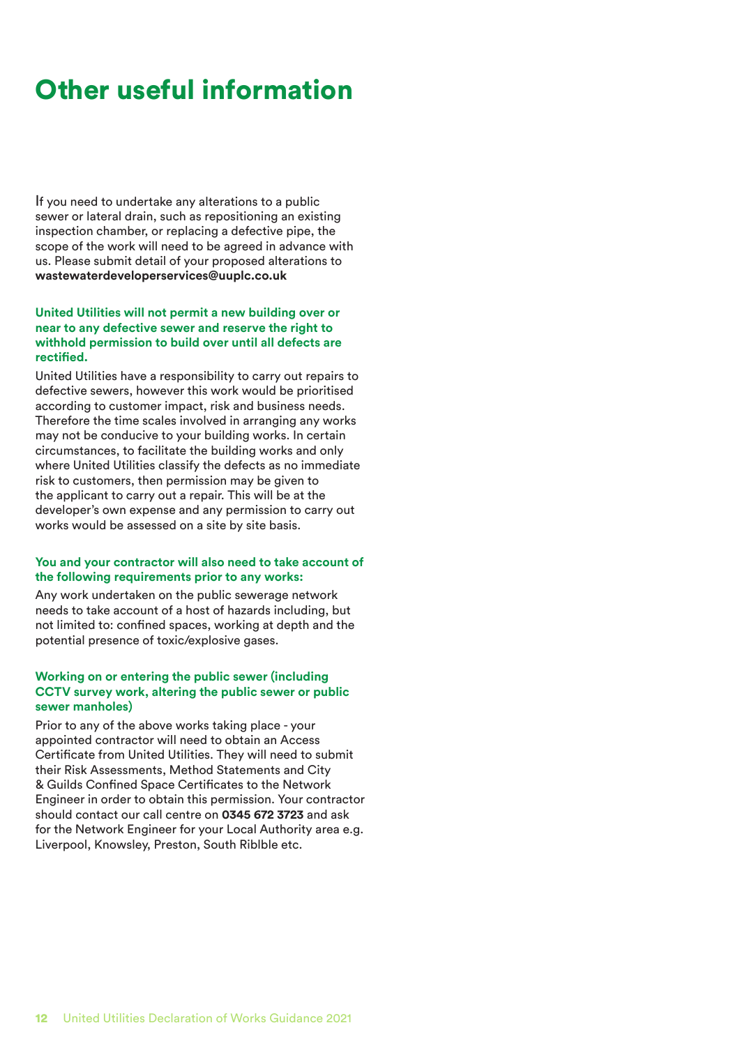# Other useful information

If you need to undertake any alterations to a public sewer or lateral drain, such as repositioning an existing inspection chamber, or replacing a defective pipe, the scope of the work will need to be agreed in advance with us. Please submit detail of your proposed alterations to **wastewaterdeveloperservices@uuplc.co.uk**

**United Utilities will not permit a new building over or near to any defective sewer and reserve the right to withhold permission to build over until all defects are rectified.**

United Utilities have a responsibility to carry out repairs to defective sewers, however this work would be prioritised according to customer impact, risk and business needs. Therefore the time scales involved in arranging any works may not be conducive to your building works. In certain circumstances, to facilitate the building works and only where United Utilities classify the defects as no immediate risk to customers, then permission may be given to the applicant to carry out a repair. This will be at the developer's own expense and any permission to carry out works would be assessed on a site by site basis.

**You and your contractor will also need to take account of the following requirements prior to any works:**

Any work undertaken on the public sewerage network needs to take account of a host of hazards including, but not limited to: confined spaces, working at depth and the potential presence of toxic/explosive gases.

**Working on or entering the public sewer (including CCTV survey work, altering the public sewer or public sewer manholes)**

Prior to any of the above works taking place - your appointed contractor will need to obtain an Access Certificate from United Utilities. They will need to submit their Risk Assessments, Method Statements and City & Guilds Confined Space Certificates to the Network Engineer in order to obtain this permission. Your contractor should contact our call centre on **0345 672 3723** and ask for the Network Engineer for your Local Authority area e.g. Liverpool, Knowsley, Preston, South Riblble etc.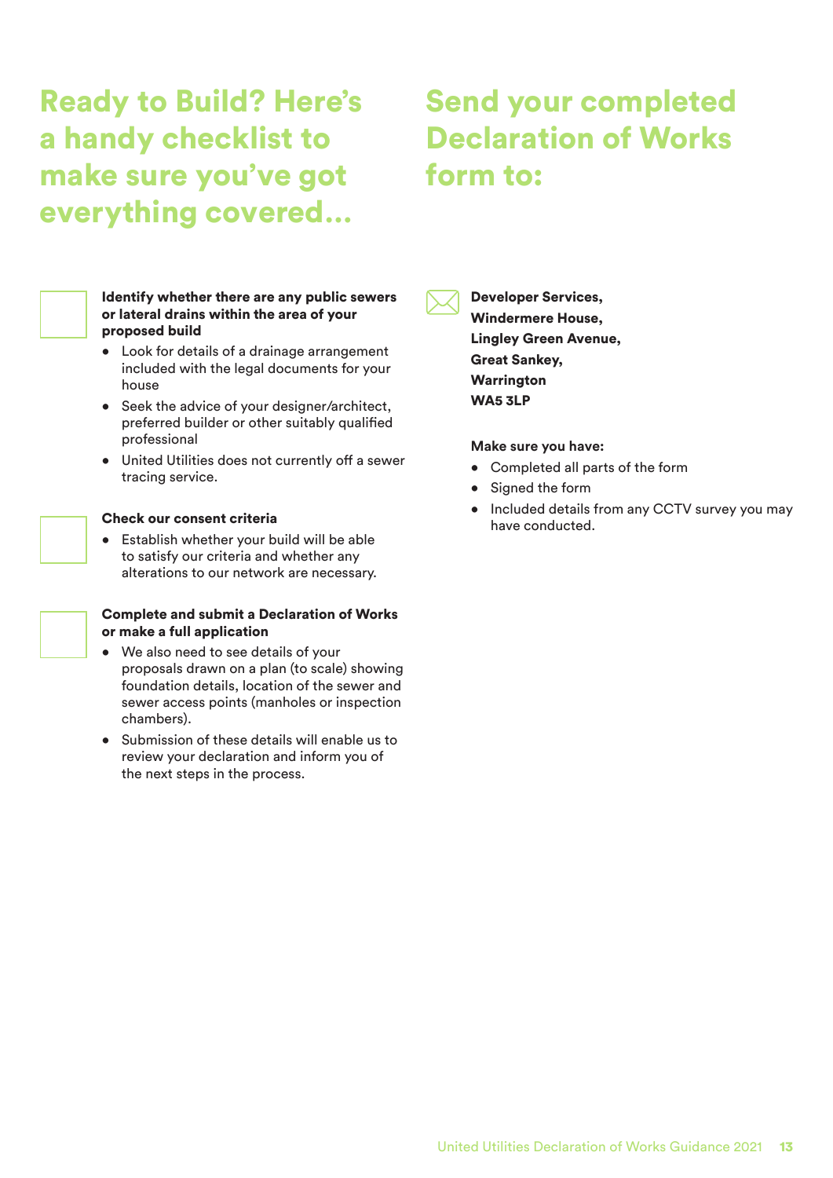# Ready to Build? Here's a handy checklist to make sure you've got everything covered...

**Identify whether there are any public sewers or lateral drains within the area of your proposed build**

- Look for details of a drainage arrangement included with the legal documents for your house
- Seek the advice of your designer/architect, preferred builder or other suitably qualified professional
- United Utilities does not currently off a sewer tracing service.

**Check our consent criteria**

- Establish whether your build will be able to satisfy our criteria and whether any alterations to our network are necessary.

**Complete and submit a Declaration of Works or make a full application**

- We also need to see details of your proposals drawn on a plan (to scale) showing foundation details, location of the sewer and sewer access points (manholes or inspection chambers).
- Submission of these details will enable us to review your declaration and inform you of the next steps in the process.

# Send your completed Declaration of Works form to:

**Developer Services,**
**Windermere House,**
**Lingley Green Avenue,**
**Great Sankey,**
**Warrington**
**WA5 3LP**

**Make sure you have:**

- Completed all parts of the form
- Signed the form
- Included details from any CCTV survey you may have conducted.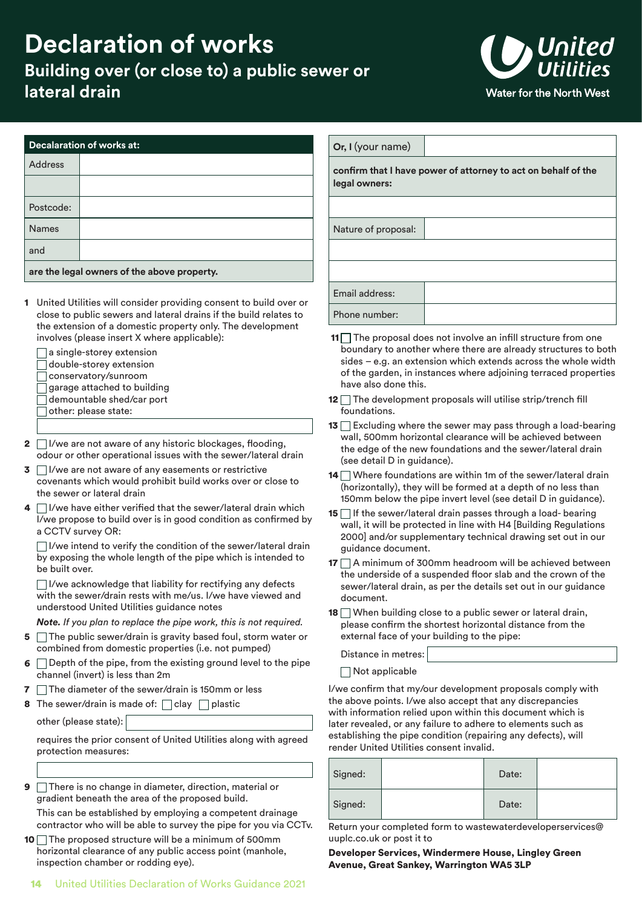# Declaration of works

## Building over (or close to) a public sewer or lateral drain

United Utilities
Water for the North West

| Decalaration of works at: | |
|---|---|
| Address | |
| | |
| Postcode: | |
| Names | |
| and | |
| **are the legal owners of the above property.** | |

1. United Utilities will consider providing consent to build over or close to public sewers and lateral drains if the build relates to the extension of a domestic property only. The development involves (please insert X where applicable):
   - ☐ a single-storey extension
   - ☐ double-storey extension
   - ☐ conservatory/sunroom
   - ☐ garage attached to building
   - ☐ demountable shed/car port
   - ☐ other: please state: ____________

2. ☐ I/we are not aware of any historic blockages, flooding, odour or other operational issues with the sewer/lateral drain

3. ☐ I/we are not aware of any easements or restrictive covenants which would prohibit build works over or close to the sewer or lateral drain

4. ☐ I/we have either verified that the sewer/lateral drain which I/we propose to build over is in good condition as confirmed by a CCTV survey OR:

   ☐ I/we intend to verify the condition of the sewer/lateral drain by exposing the whole length of the pipe which is intended to be built over.

   ☐ I/we acknowledge that liability for rectifying any defects with the sewer/drain rests with me/us. I/we have viewed and understood United Utilities guidance notes

   ***Note.*** *If you plan to replace the pipe work, this is not required.*

5. ☐ The public sewer/drain is gravity based foul, storm water or combined from domestic properties (i.e. not pumped)

6. ☐ Depth of the pipe, from the existing ground level to the pipe channel (invert) is less than 2m

7. ☐ The diameter of the sewer/drain is 150mm or less

8. The sewer/drain is made of: ☐ clay ☐ plastic

   other (please state): ____________

   requires the prior consent of United Utilities along with agreed protection measures:

   ____________

9. ☐ There is no change in diameter, direction, material or gradient beneath the area of the proposed build.

   This can be established by employing a competent drainage contractor who will be able to survey the pipe for you via CCTv.

10. ☐ The proposed structure will be a minimum of 500mm horizontal clearance of any public access point (manhole, inspection chamber or rodding eye).

| **Or, I** (your name) | |
|---|---|
| **confirm that I have power of attorney to act on behalf of the legal owners:** | |
| | |
| Nature of proposal: | |
| | |
| | |
| Email address: | |
| Phone number: | |

11. ☐ The proposal does not involve an infill structure from one boundary to another where there are already structures to both sides – e.g. an extension which extends across the whole width of the garden, in instances where adjoining terraced properties have also done this.

12. ☐ The development proposals will utilise strip/trench fill foundations.

13. ☐ Excluding where the sewer may pass through a load-bearing wall, 500mm horizontal clearance will be achieved between the edge of the new foundations and the sewer/lateral drain (see detail D in guidance).

14. ☐ Where foundations are within 1m of the sewer/lateral drain (horizontally), they will be formed at a depth of no less than 150mm below the pipe invert level (see detail D in guidance).

15. ☐ If the sewer/lateral drain passes through a load- bearing wall, it will be protected in line with H4 [Building Regulations 2000] and/or supplementary technical drawing set out in our guidance document.

17. ☐ A minimum of 300mm headroom will be achieved between the underside of a suspended floor slab and the crown of the sewer/lateral drain, as per the details set out in our guidance document.

18. ☐ When building close to a public sewer or lateral drain, please confirm the shortest horizontal distance from the external face of your building to the pipe:

    Distance in metres: ____________

    ☐ Not applicable

I/we confirm that my/our development proposals comply with the above points. I/we also accept that any discrepancies with information relied upon within this document which is later revealed, or any failure to adhere to elements such as establishing the pipe condition (repairing any defects), will render United Utilities consent invalid.

| Signed: | | Date: | |
|---|---|---|---|
| Signed: | | Date: | |

Return your completed form to wastewaterdeveloperservices@uuplc.co.uk or post it to

**Developer Services, Windermere House, Lingley Green Avenue, Great Sankey, Warrington WA5 3LP**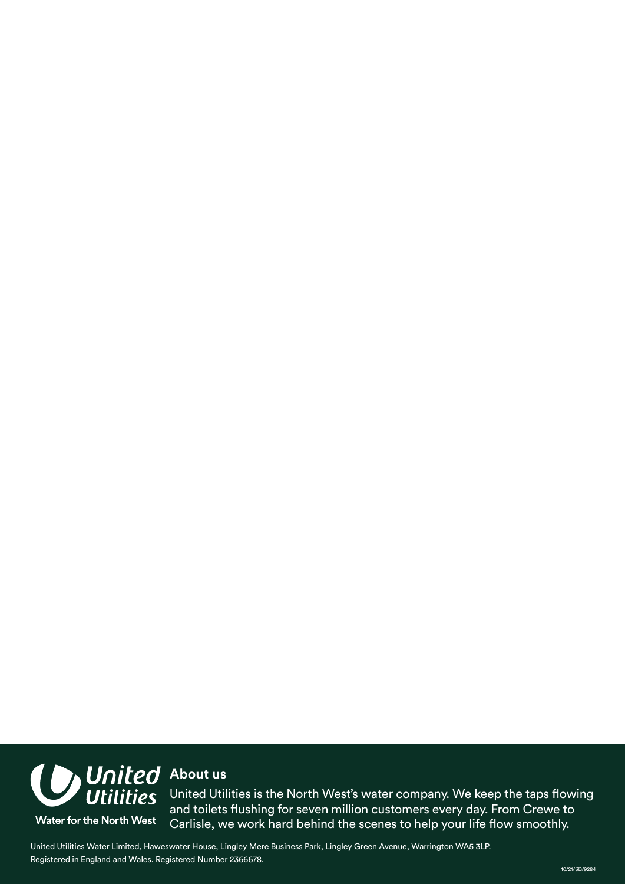United Utilities

Water for the North West

## About us

United Utilities is the North West's water company. We keep the taps flowing and toilets flushing for seven million customers every day. From Crewe to Carlisle, we work hard behind the scenes to help your life flow smoothly.

United Utilities Water Limited, Haweswater House, Lingley Mere Business Park, Lingley Green Avenue, Warrington WA5 3LP.
Registered in England and Wales. Registered Number 2366678.

10/21/SD/9284